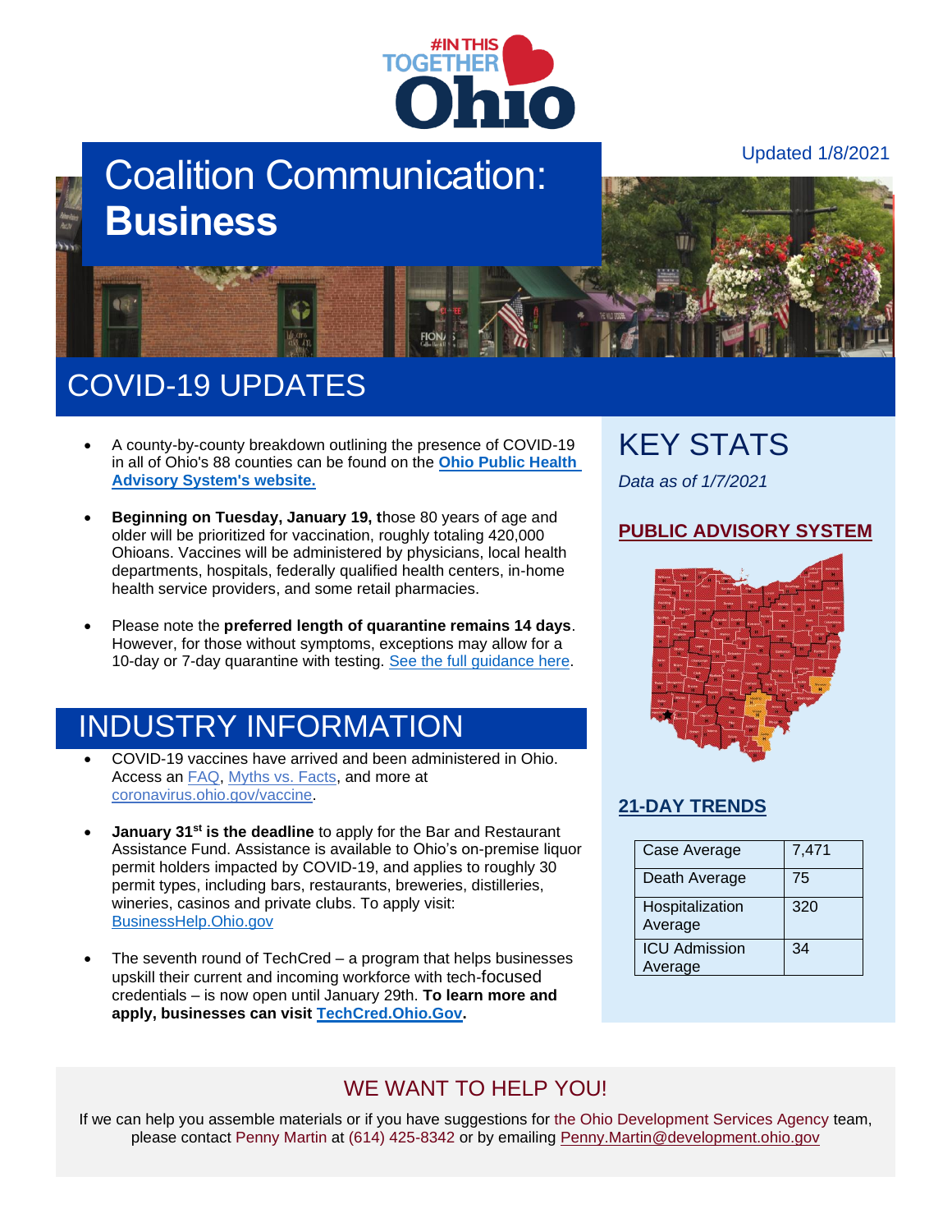#INTHIS TOGETHER Ohio

Updated 1/8/2021

# Coalition Communication: **Business**

## COVID-19 UPDATES

- A county-by-county breakdown outlining the presence of COVID-19 in all of Ohio's 88 counties can be found on the **Ohio Public Health Advisory System's website.**
- **Beginning on Tuesday, January 19, t**hose 80 years of age and older will be prioritized for vaccination, roughly totaling 420,000 Ohioans. Vaccines will be administered by physicians, local health departments, hospitals, federally qualified health centers, in-home health service providers, and some retail pharmacies.
- Please note the **preferred length of quarantine remains 14 days**. However, for those without symptoms, exceptions may allow for a 10-day or 7-day quarantine with testing. See the full guidance here.

## INDUSTRY INFORMATION

- COVID-19 vaccines have arrived and been administered in Ohio. Access an FAQ, Myths vs. Facts, and more at coronavirus.ohio.gov/vaccine.
- **January 31st is the deadline** to apply for the Bar and Restaurant Assistance Fund. Assistance is available to Ohio's on-premise liquor permit holders impacted by COVID-19, and applies to roughly 30 permit types, including bars, restaurants, breweries, distilleries, wineries, casinos and private clubs. To apply visit: BusinessHelp.Ohio.gov
- The seventh round of TechCred – a program that helps businesses upskill their current and incoming workforce with tech-focused credentials – is now open until January 29th. **To learn more and apply, businesses can visit TechCred.Ohio.Gov.**

## KEY STATS

*Data as of 1/7/2021*

### PUBLIC ADVISORY SYSTEM

### 21-DAY TRENDS

| Case Average | 7,471 |
|---|---|
| Death Average | 75 |
| Hospitalization Average | 320 |
| ICU Admission Average | 34 |

## WE WANT TO HELP YOU!

If we can help you assemble materials or if you have suggestions for the Ohio Development Services Agency team, please contact Penny Martin at (614) 425-8342 or by emailing Penny.Martin@development.ohio.gov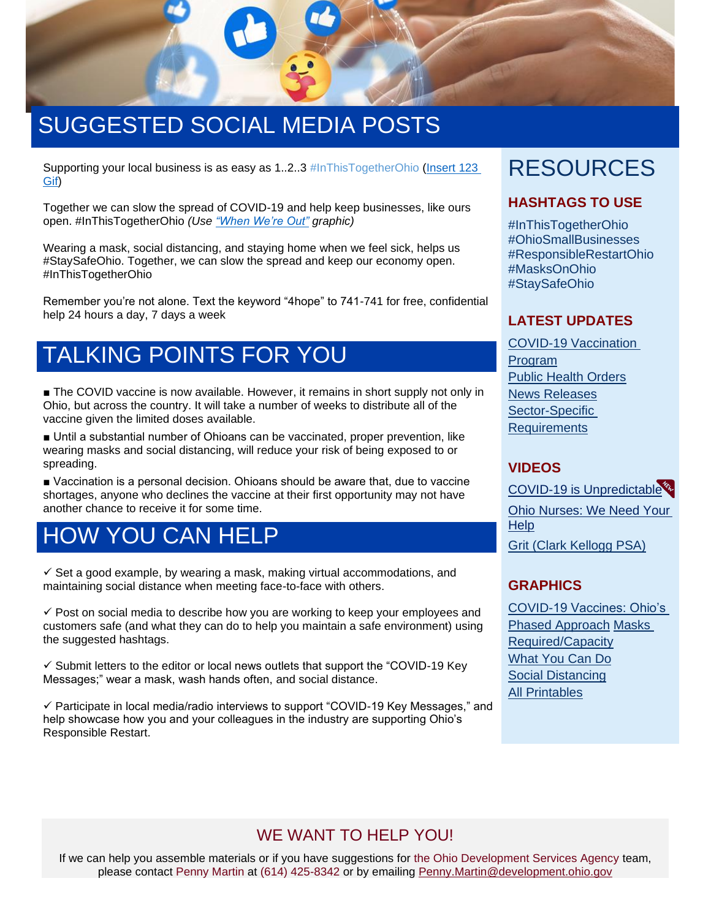# SUGGESTED SOCIAL MEDIA POSTS

Supporting your local business is as easy as 1..2..3 #InThisTogetherOhio (Insert 123 Gif)

Together we can slow the spread of COVID-19 and help keep businesses, like ours open. #InThisTogetherOhio *(Use "When We're Out" graphic)*

Wearing a mask, social distancing, and staying home when we feel sick, helps us #StaySafeOhio. Together, we can slow the spread and keep our economy open. #InThisTogetherOhio

Remember you're not alone. Text the keyword "4hope" to 741-741 for free, confidential help 24 hours a day, 7 days a week

# TALKING POINTS FOR YOU

■ The COVID vaccine is now available. However, it remains in short supply not only in Ohio, but across the country. It will take a number of weeks to distribute all of the vaccine given the limited doses available.

■ Until a substantial number of Ohioans can be vaccinated, proper prevention, like wearing masks and social distancing, will reduce your risk of being exposed to or spreading.

■ Vaccination is a personal decision. Ohioans should be aware that, due to vaccine shortages, anyone who declines the vaccine at their first opportunity may not have another chance to receive it for some time.

# HOW YOU CAN HELP

✓ Set a good example, by wearing a mask, making virtual accommodations, and maintaining social distance when meeting face-to-face with others.

✓ Post on social media to describe how you are working to keep your employees and customers safe (and what they can do to help you maintain a safe environment) using the suggested hashtags.

✓ Submit letters to the editor or local news outlets that support the "COVID-19 Key Messages;" wear a mask, wash hands often, and social distance.

✓ Participate in local media/radio interviews to support "COVID-19 Key Messages," and help showcase how you and your colleagues in the industry are supporting Ohio's Responsible Restart.

# RESOURCES

## HASHTAGS TO USE

#InThisTogetherOhio
#OhioSmallBusinesses
#ResponsibleRestartOhio
#MasksOnOhio
#StaySafeOhio

## LATEST UPDATES

COVID-19 Vaccination Program
Public Health Orders
News Releases
Sector-Specific Requirements

## VIDEOS

COVID-19 is Unpredictable NEW
Ohio Nurses: We Need Your Help
Grit (Clark Kellogg PSA)

## GRAPHICS

COVID-19 Vaccines: Ohio's Phased Approach
Masks Required/Capacity
What You Can Do
Social Distancing
All Printables

## WE WANT TO HELP YOU!

If we can help you assemble materials or if you have suggestions for the Ohio Development Services Agency team, please contact Penny Martin at (614) 425-8342 or by emailing Penny.Martin@development.ohio.gov